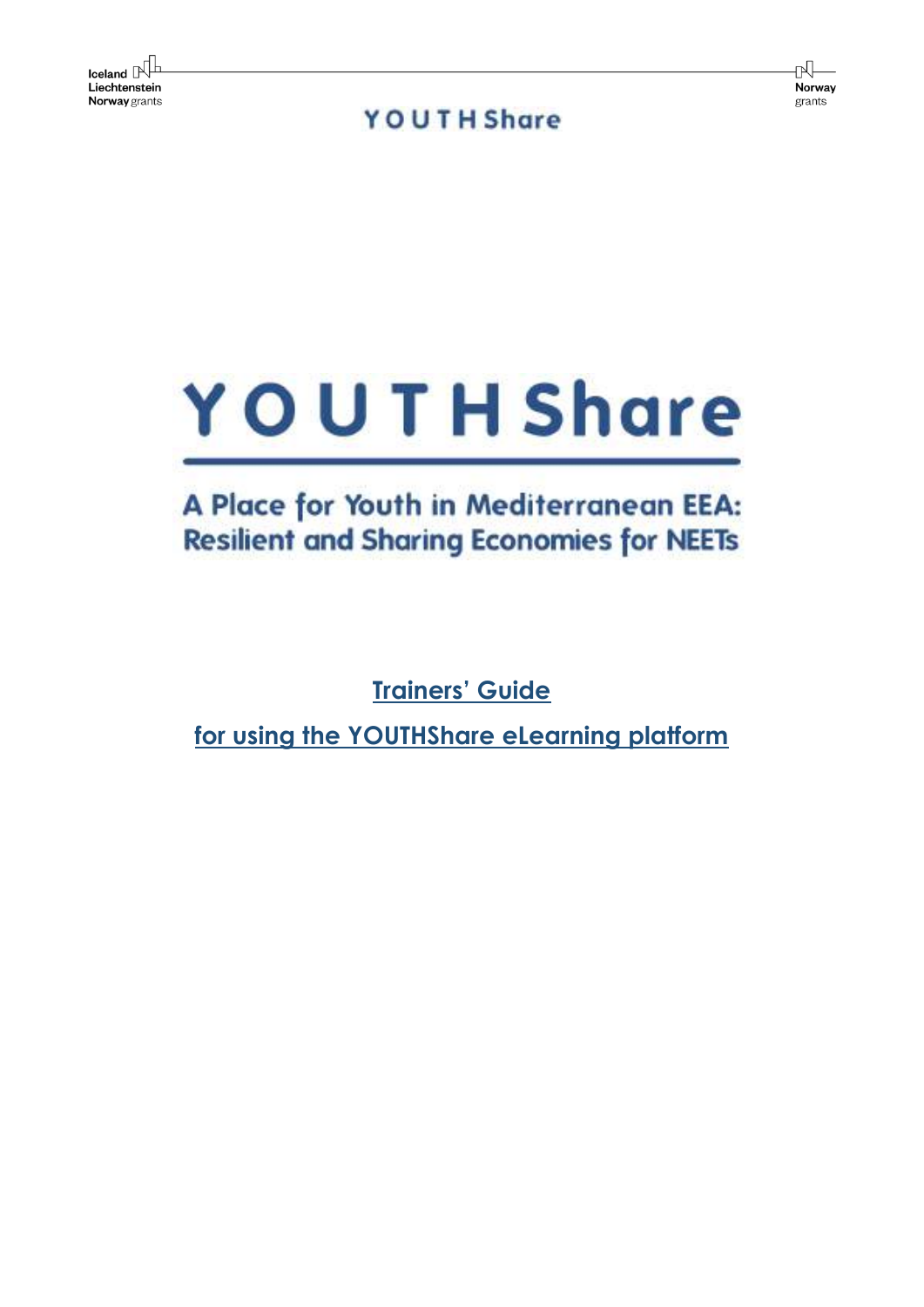# YOUTHShare

## A Place for Youth in Mediterranean EEA: Resilient and Sharing Economies for NEETs

**Trainers' Guide**

**for using the YOUTHShare eLearning platform**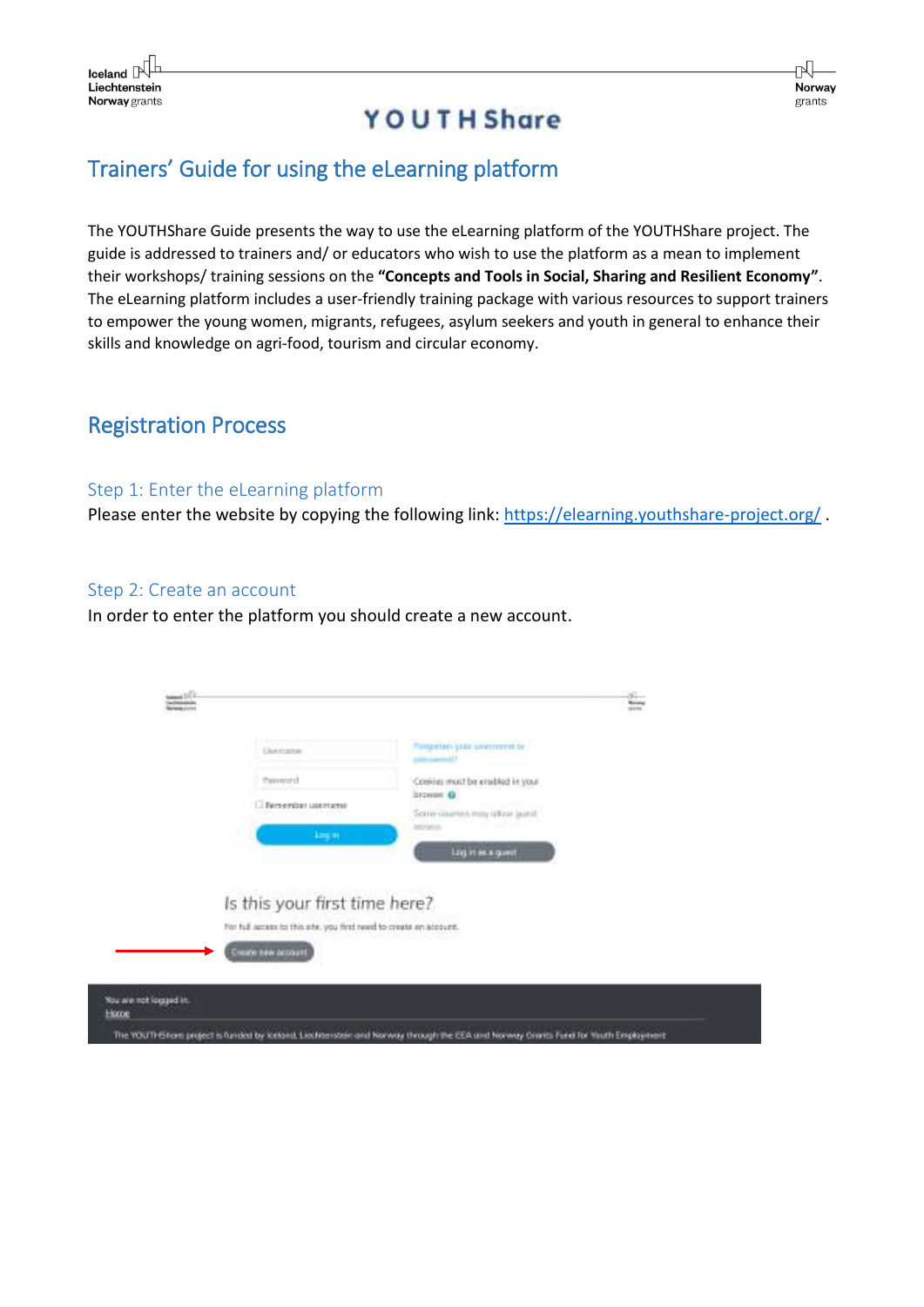# Trainers' Guide for using the eLearning platform

The YOUTHShare Guide presents the way to use the eLearning platform of the YOUTHShare project. The guide is addressed to trainers and/ or educators who wish to use the platform as a mean to implement their workshops/ training sessions on the **"Concepts and Tools in Social, Sharing and Resilient Economy"**. The eLearning platform includes a user-friendly training package with various resources to support trainers to empower the young women, migrants, refugees, asylum seekers and youth in general to enhance their skills and knowledge on agri-food, tourism and circular economy.

## Registration Process

### Step 1: Enter the eLearning platform

Please enter the website by copying the following link: [https://elearning.youthshare-project.org/](https://elearning.youthshare-project.org/) .

### Step 2: Create an account

In order to enter the platform you should create a new account.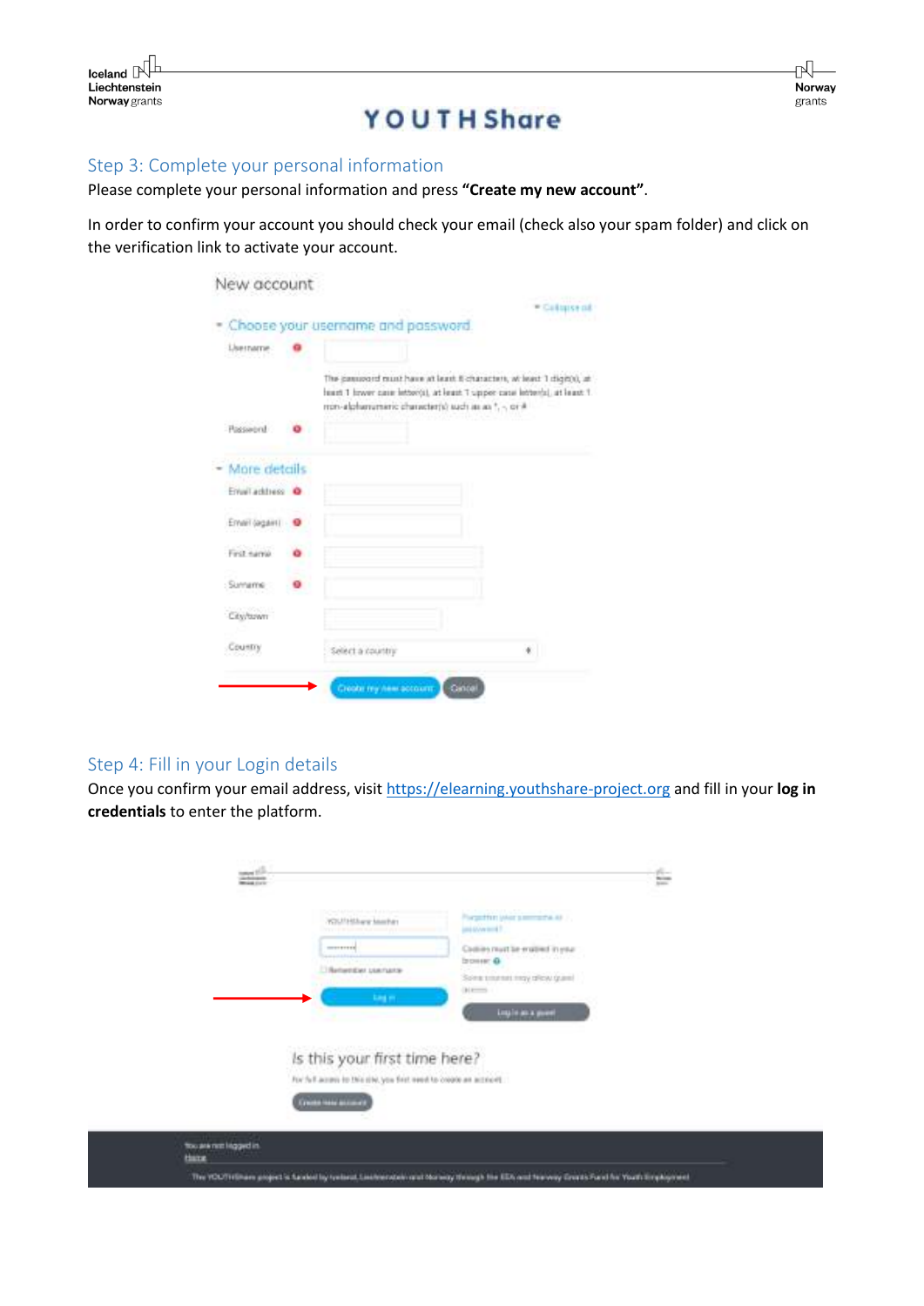## Step 3: Complete your personal information

Please complete your personal information and press **“Create my new account”**.

In order to confirm your account you should check your email (check also your spam folder) and click on the verification link to activate your account.

## Step 4: Fill in your Login details

Once you confirm your email address, visit https://elearning.youthshare-project.org and fill in your **log in credentials** to enter the platform.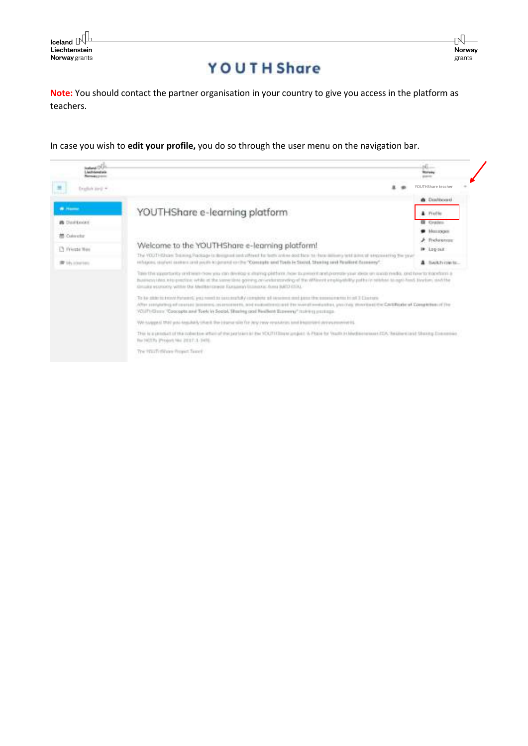**Note:** You should contact the partner organisation in your country to give you access in the platform as teachers.

In case you wish to **edit your profile,** you do so through the user menu on the navigation bar.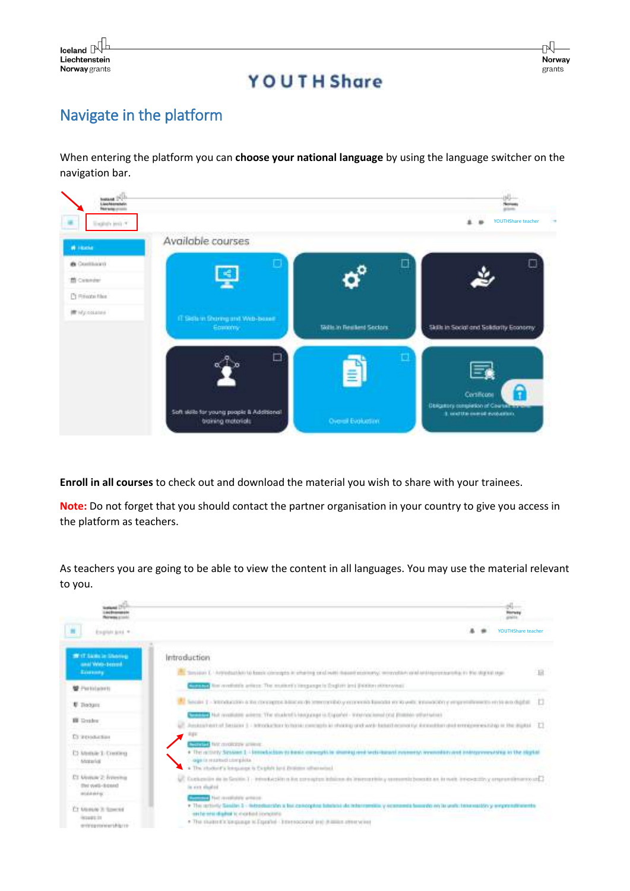## Navigate in the platform

When entering the platform you can **choose your national language** by using the language switcher on the navigation bar.

**Enroll in all courses** to check out and download the material you wish to share with your trainees.

**Note:** Do not forget that you should contact the partner organisation in your country to give you access in the platform as teachers.

As teachers you are going to be able to view the content in all languages. You may use the material relevant to you.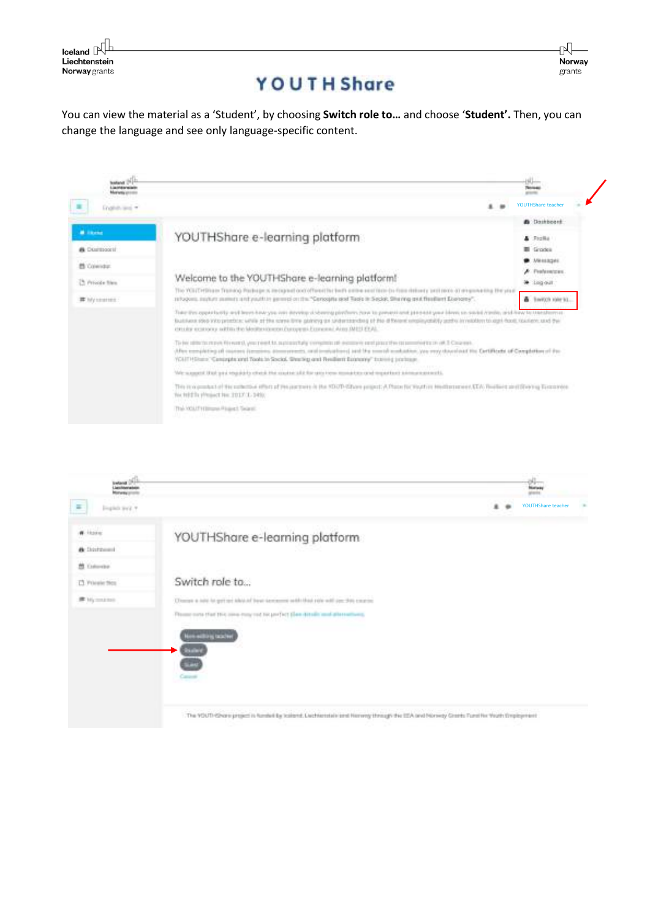You can view the material as a 'Student', by choosing **Switch role to…** and choose '**Student'.** Then, you can change the language and see only language-specific content.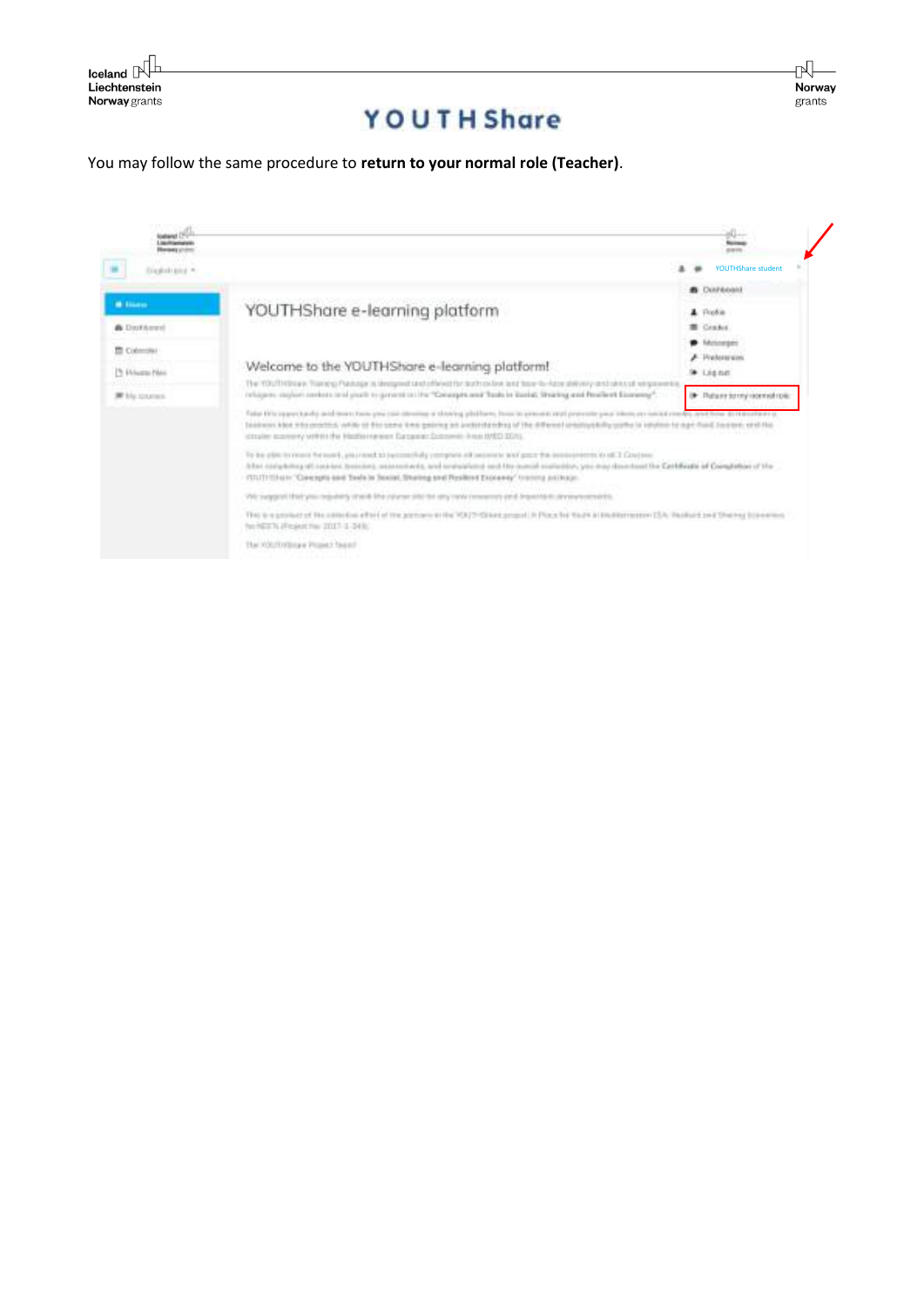You may follow the same procedure to **return to your normal role (Teacher)**.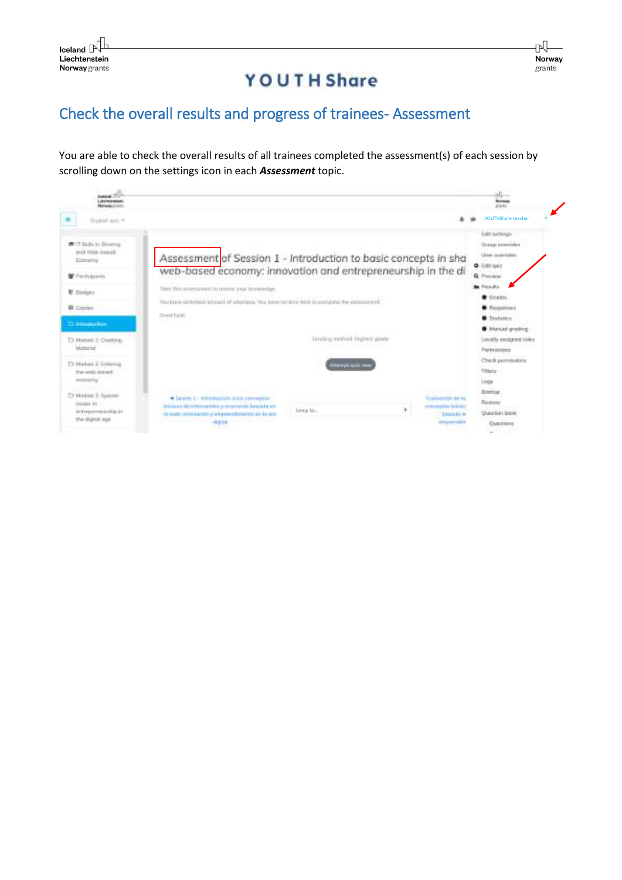## Check the overall results and progress of trainees- Assessment

You are able to check the overall results of all trainees completed the assessment(s) of each session by scrolling down on the settings icon in each ***Assessment*** topic.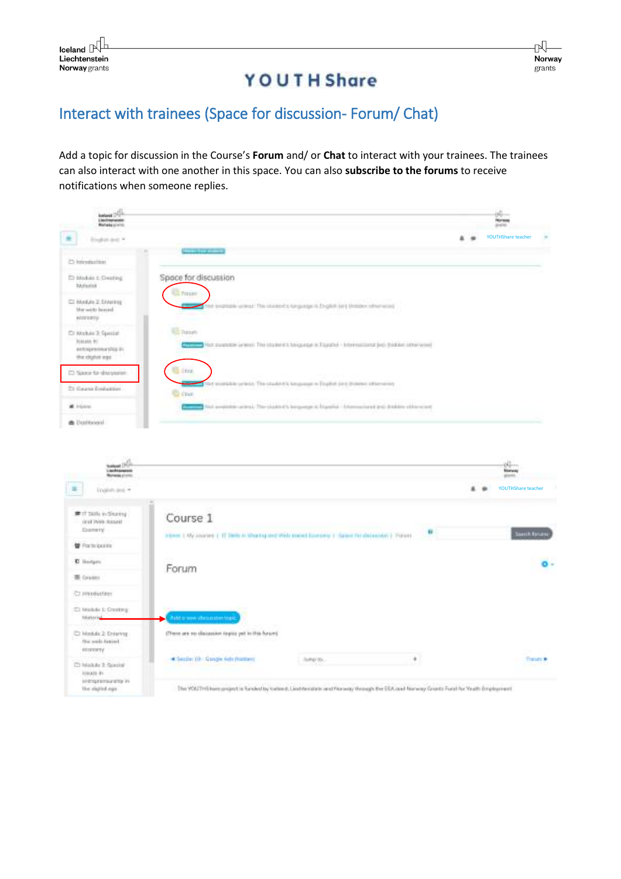## Interact with trainees (Space for discussion- Forum/ Chat)

Add a topic for discussion in the Course's **Forum** and/ or **Chat** to interact with your trainees. The trainees can also interact with one another in this space. You can also **subscribe to the forums** to receive notifications when someone replies.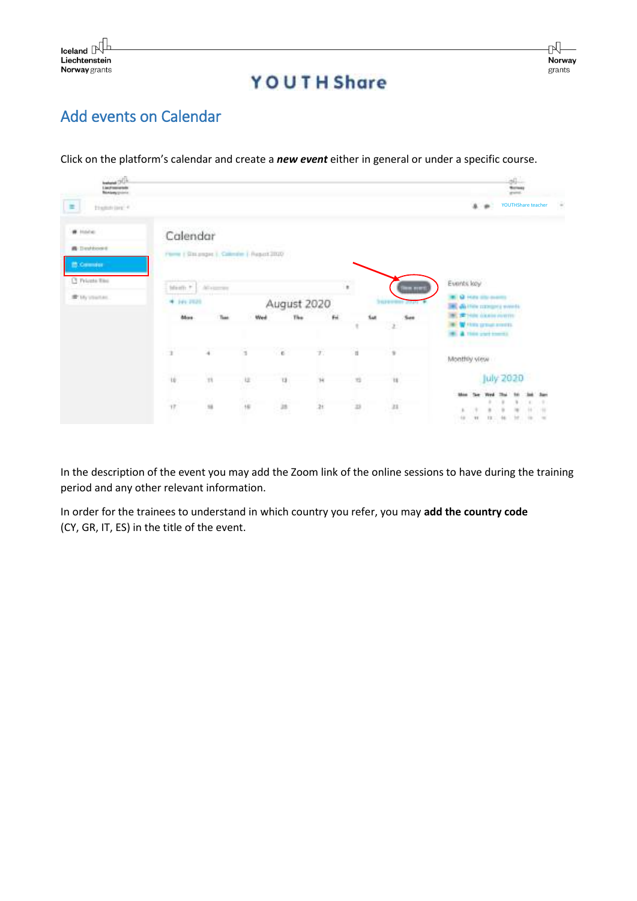## Add events on Calendar

Click on the platform's calendar and create a ***new event*** either in general or under a specific course.

In the description of the event you may add the Zoom link of the online sessions to have during the training period and any other relevant information.

In order for the trainees to understand in which country you refer, you may **add the country code** (CY, GR, IT, ES) in the title of the event.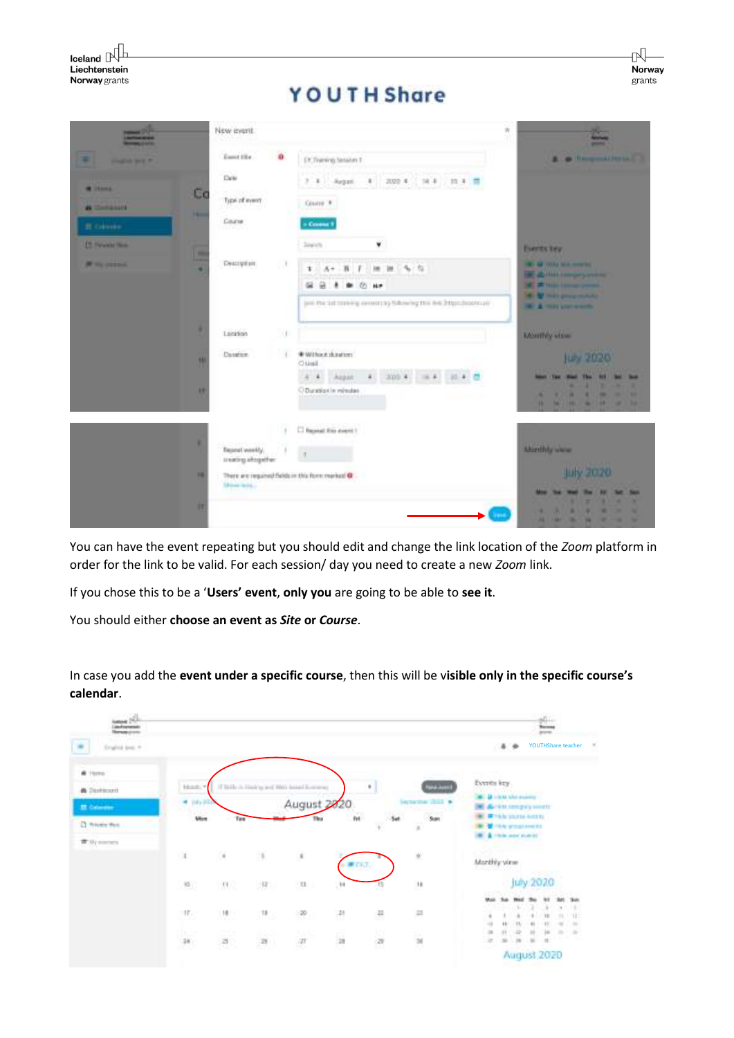You can have the event repeating but you should edit and change the link location of the *Zoom* platform in order for the link to be valid. For each session/ day you need to create a new *Zoom* link.

If you chose this to be a '**Users' event**, **only you** are going to be able to **see it**.

You should either **choose an event as *Site* or *Course***.

In case you add the **event under a specific course**, then this will be **visible only in the specific course's calendar**.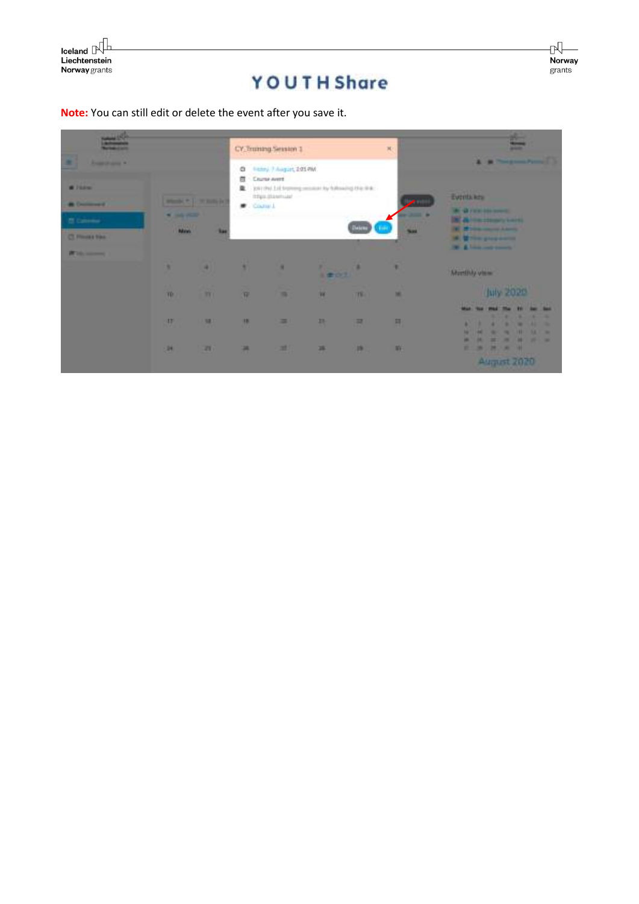**Note:** You can still edit or delete the event after you save it.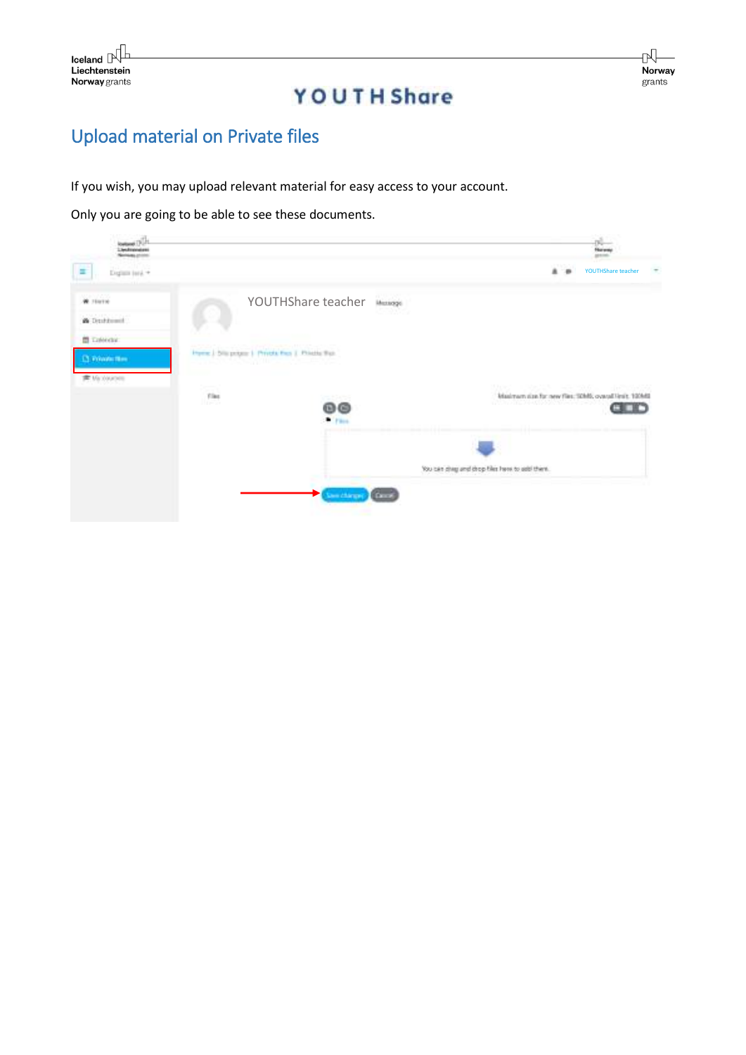## Upload material on Private files

If you wish, you may upload relevant material for easy access to your account.

Only you are going to be able to see these documents.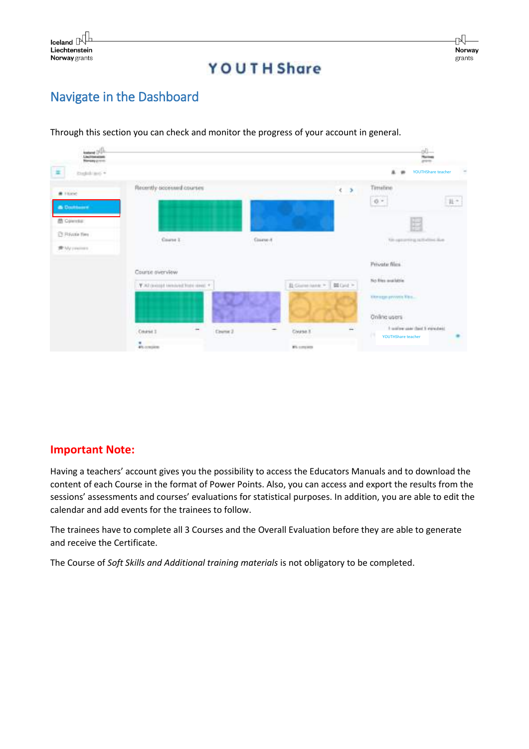## Navigate in the Dashboard

Through this section you can check and monitor the progress of your account in general.

### Important Note:

Having a teachers' account gives you the possibility to access the Educators Manuals and to download the content of each Course in the format of Power Points. Also, you can access and export the results from the sessions' assessments and courses' evaluations for statistical purposes. In addition, you are able to edit the calendar and add events for the trainees to follow.

The trainees have to complete all 3 Courses and the Overall Evaluation before they are able to generate and receive the Certificate.

The Course of *Soft Skills and Additional training materials* is not obligatory to be completed.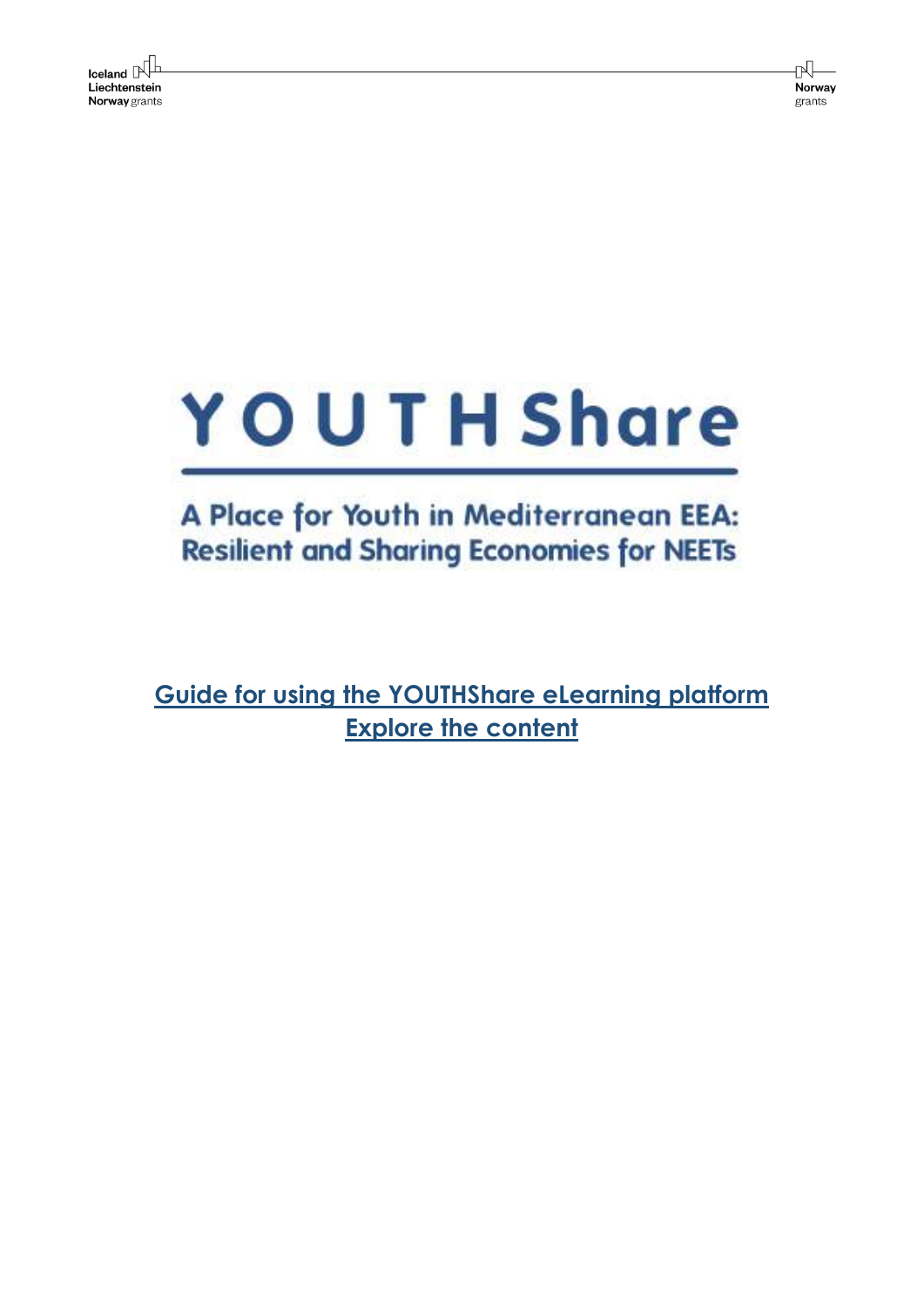# YOUTHShare

## A Place for Youth in Mediterranean EEA: Resilient and Sharing Economies for NEETs

**Guide for using the YOUTHShare eLearning platform**
**Explore the content**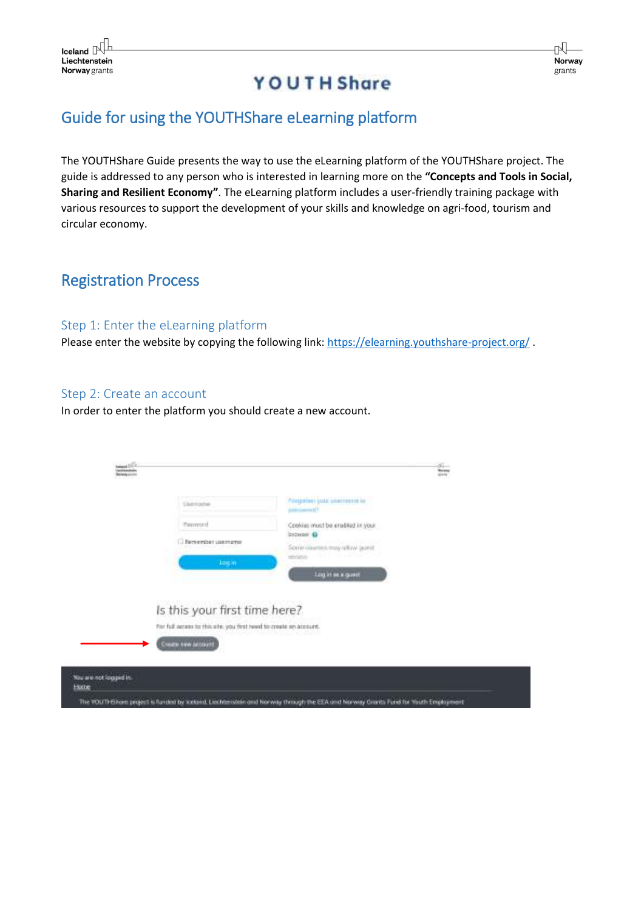# Guide for using the YOUTHShare eLearning platform

The YOUTHShare Guide presents the way to use the eLearning platform of the YOUTHShare project. The guide is addressed to any person who is interested in learning more on the **"Concepts and Tools in Social, Sharing and Resilient Economy"**. The eLearning platform includes a user-friendly training package with various resources to support the development of your skills and knowledge on agri-food, tourism and circular economy.

## Registration Process

### Step 1: Enter the eLearning platform

Please enter the website by copying the following link: https://elearning.youthshare-project.org/ .

### Step 2: Create an account

In order to enter the platform you should create a new account.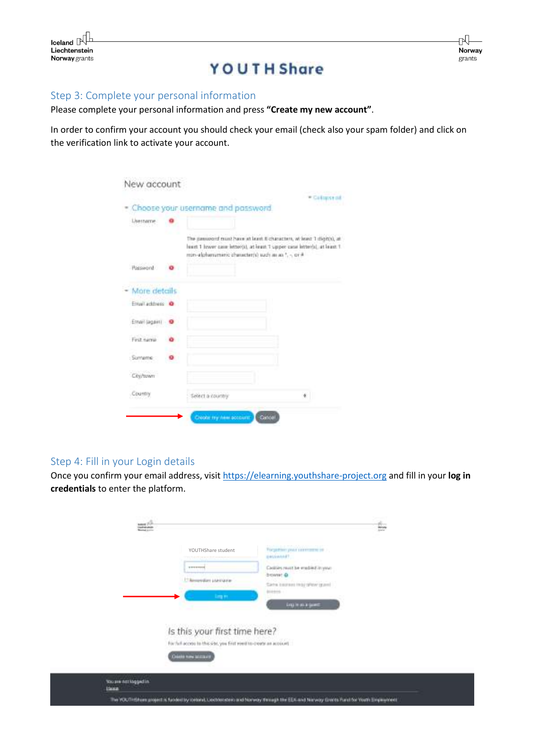## Step 3: Complete your personal information

Please complete your personal information and press **"Create my new account"**.

In order to confirm your account you should check your email (check also your spam folder) and click on the verification link to activate your account.

## Step 4: Fill in your Login details

Once you confirm your email address, visit https://elearning.youthshare-project.org and fill in your **log in credentials** to enter the platform.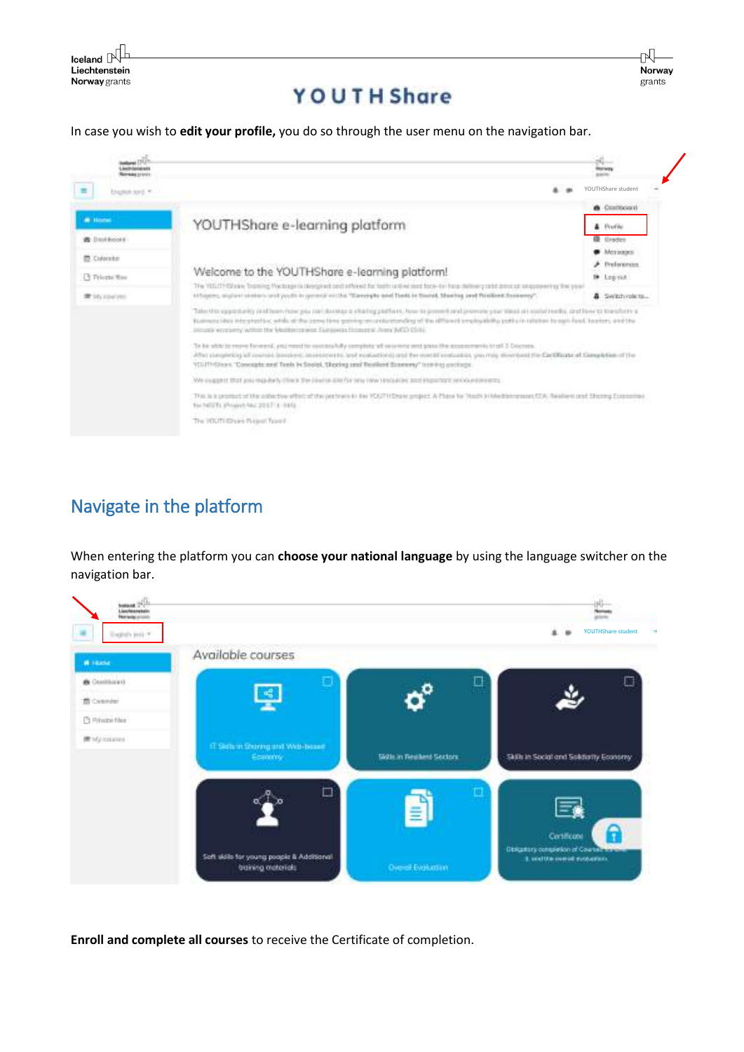In case you wish to **edit your profile,** you do so through the user menu on the navigation bar.

## Navigate in the platform

When entering the platform you can **choose your national language** by using the language switcher on the navigation bar.

**Enroll and complete all courses** to receive the Certificate of completion.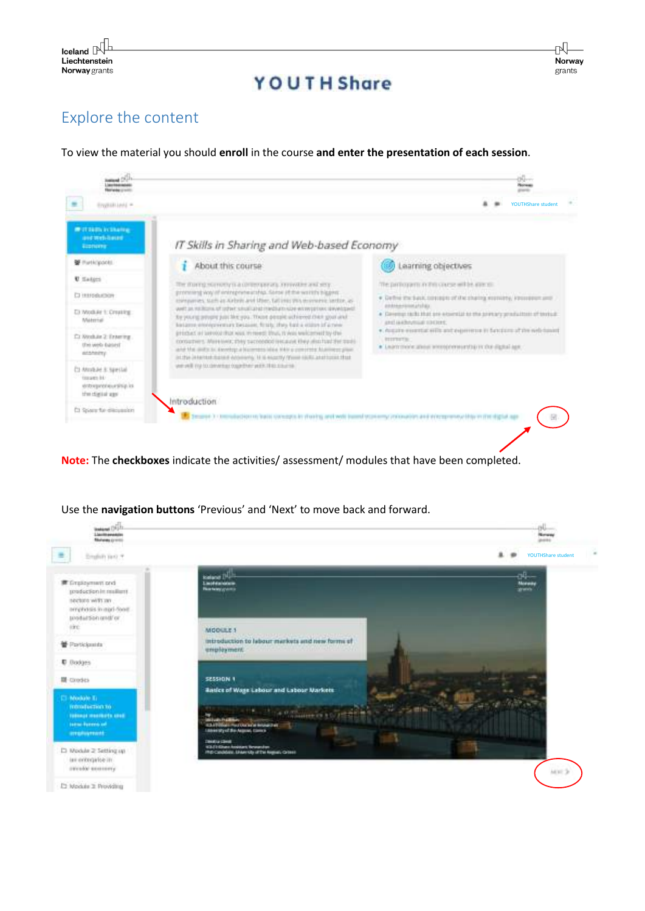## Explore the content

To view the material you should **enroll** in the course **and enter the presentation of each session**.

**Note:** The **checkboxes** indicate the activities/ assessment/ modules that have been completed.

Use the **navigation buttons** 'Previous' and 'Next' to move back and forward.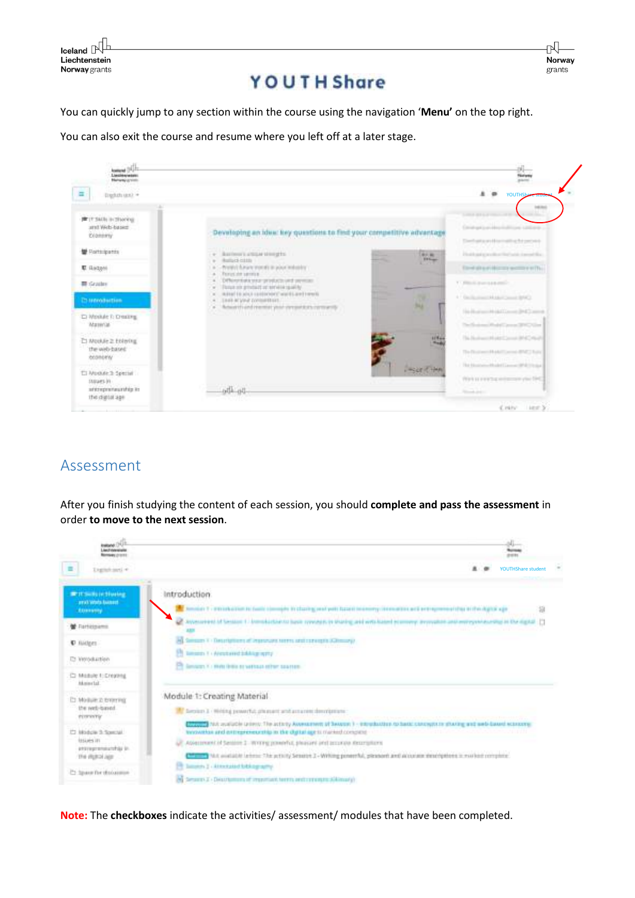You can quickly jump to any section within the course using the navigation '**Menu'** on the top right.

You can also exit the course and resume where you left off at a later stage.

## Assessment

After you finish studying the content of each session, you should **complete and pass the assessment** in order **to move to the next session**.

**Note:** The **checkboxes** indicate the activities/ assessment/ modules that have been completed.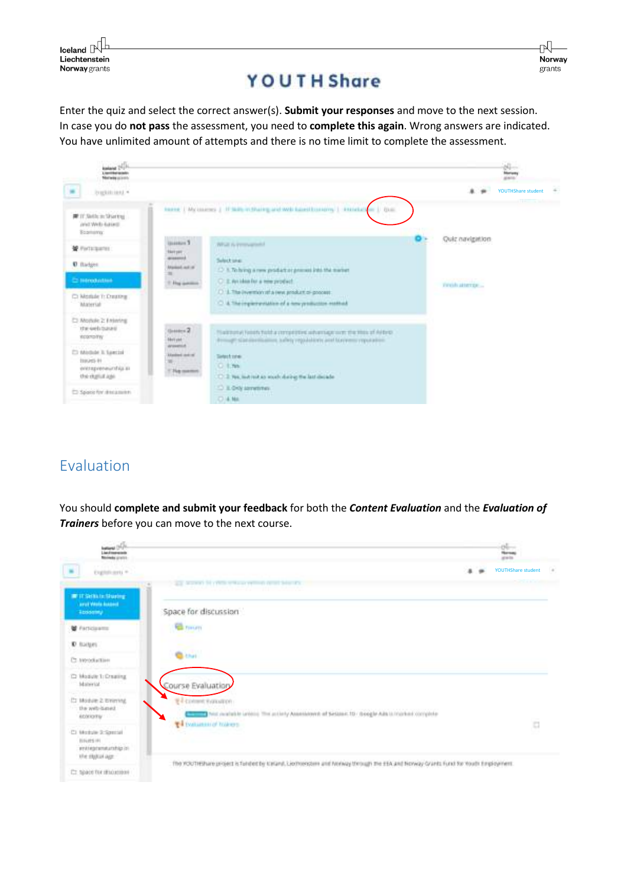Enter the quiz and select the correct answer(s). **Submit your responses** and move to the next session. In case you do **not pass** the assessment, you need to **complete this again**. Wrong answers are indicated. You have unlimited amount of attempts and there is no time limit to complete the assessment.

## Evaluation

You should **complete and submit your feedback** for both the ***Content Evaluation*** and the ***Evaluation of Trainers*** before you can move to the next course.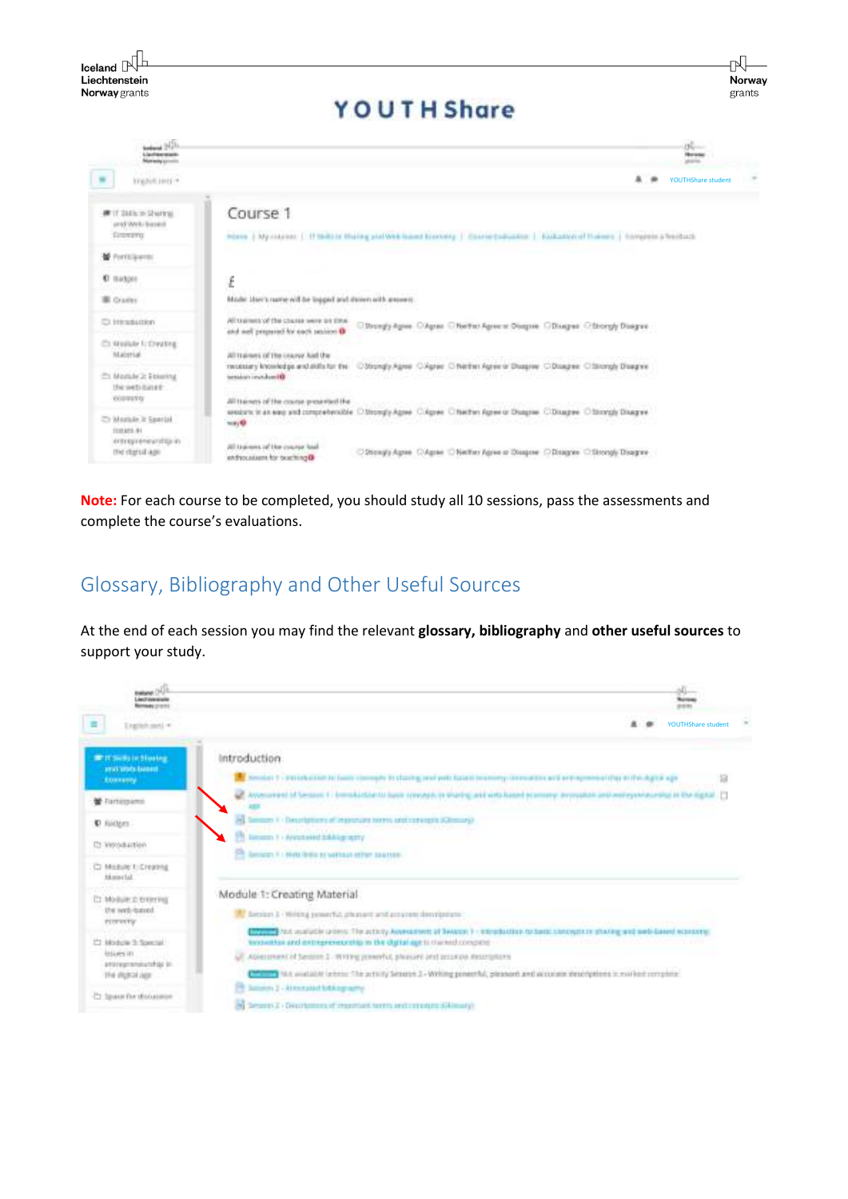**Note:** For each course to be completed, you should study all 10 sessions, pass the assessments and complete the course's evaluations.

## Glossary, Bibliography and Other Useful Sources

At the end of each session you may find the relevant **glossary, bibliography** and **other useful sources** to support your study.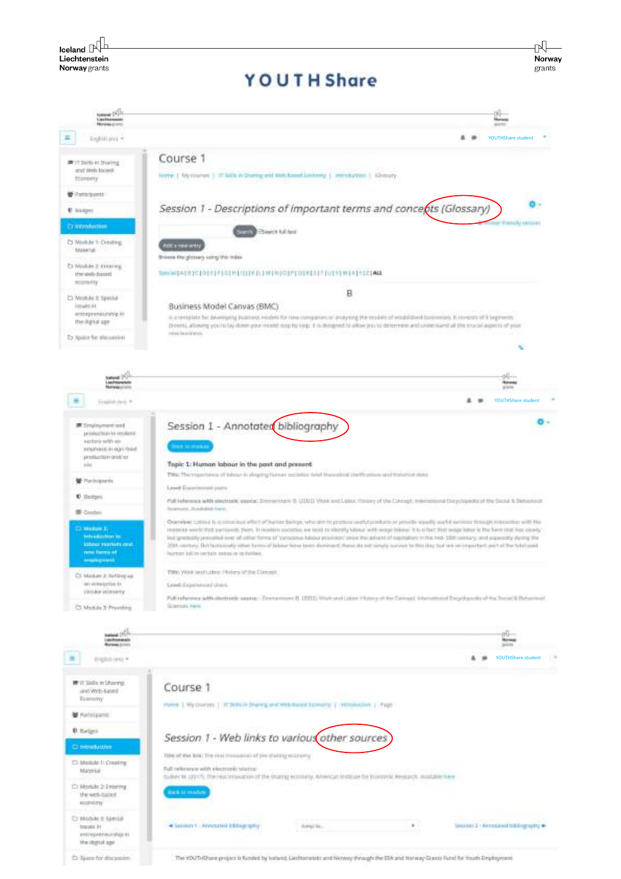# YOUTHShare

Course 1

Home | My courses | IT Skills in Sharing and Web-based Economy | Introduction | Glossary

*Session 1 - Descriptions of important terms and concepts (Glossary)*

Search | Search full text

Add a new entry

Browse the glossary using this index

Special | A | B | C | D | E | F | G | H | I | J | K | L | M | N | O | P | Q | R | S | T | U | V | W | X | Y | Z | ALL

B

Business Model Canvas (BMC)

Session 1 - Annotated bibliography

Back to module

**Topic 1: Human labour in the past and present**

Session 1 - Web links to various other sources

Back to module

The YOUTHShare project is funded by Iceland, Liechtenstein and Norway through the EEA and Norway Grants Fund for Youth Employment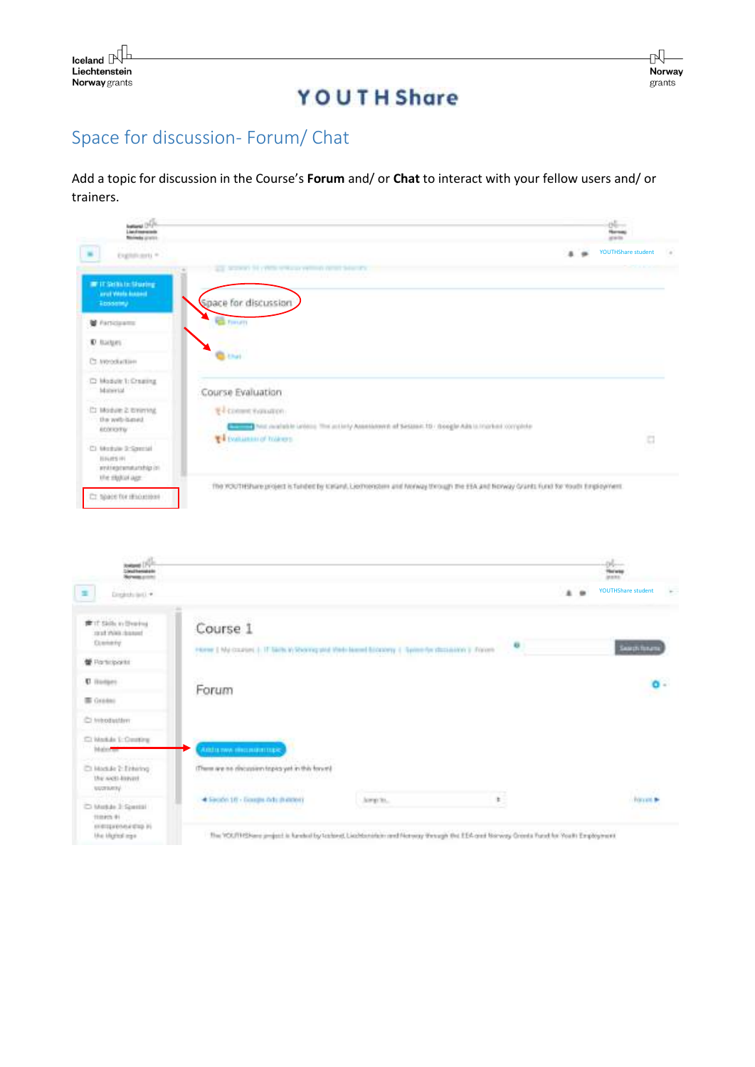## Space for discussion- Forum/ Chat

Add a topic for discussion in the Course's **Forum** and/ or **Chat** to interact with your fellow users and/ or trainers.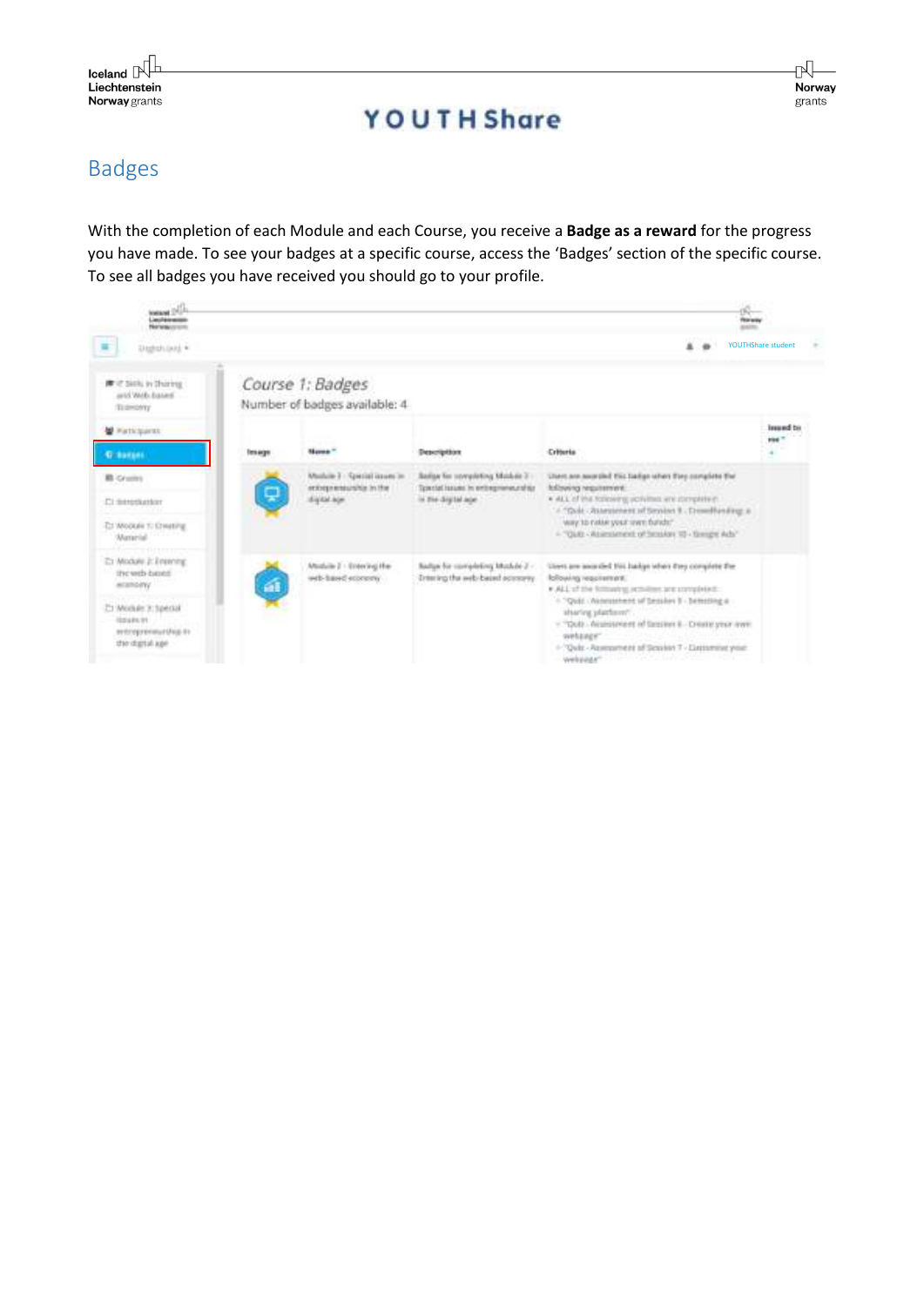## Badges

With the completion of each Module and each Course, you receive a **Badge as a reward** for the progress you have made. To see your badges at a specific course, access the 'Badges' section of the specific course. To see all badges you have received you should go to your profile.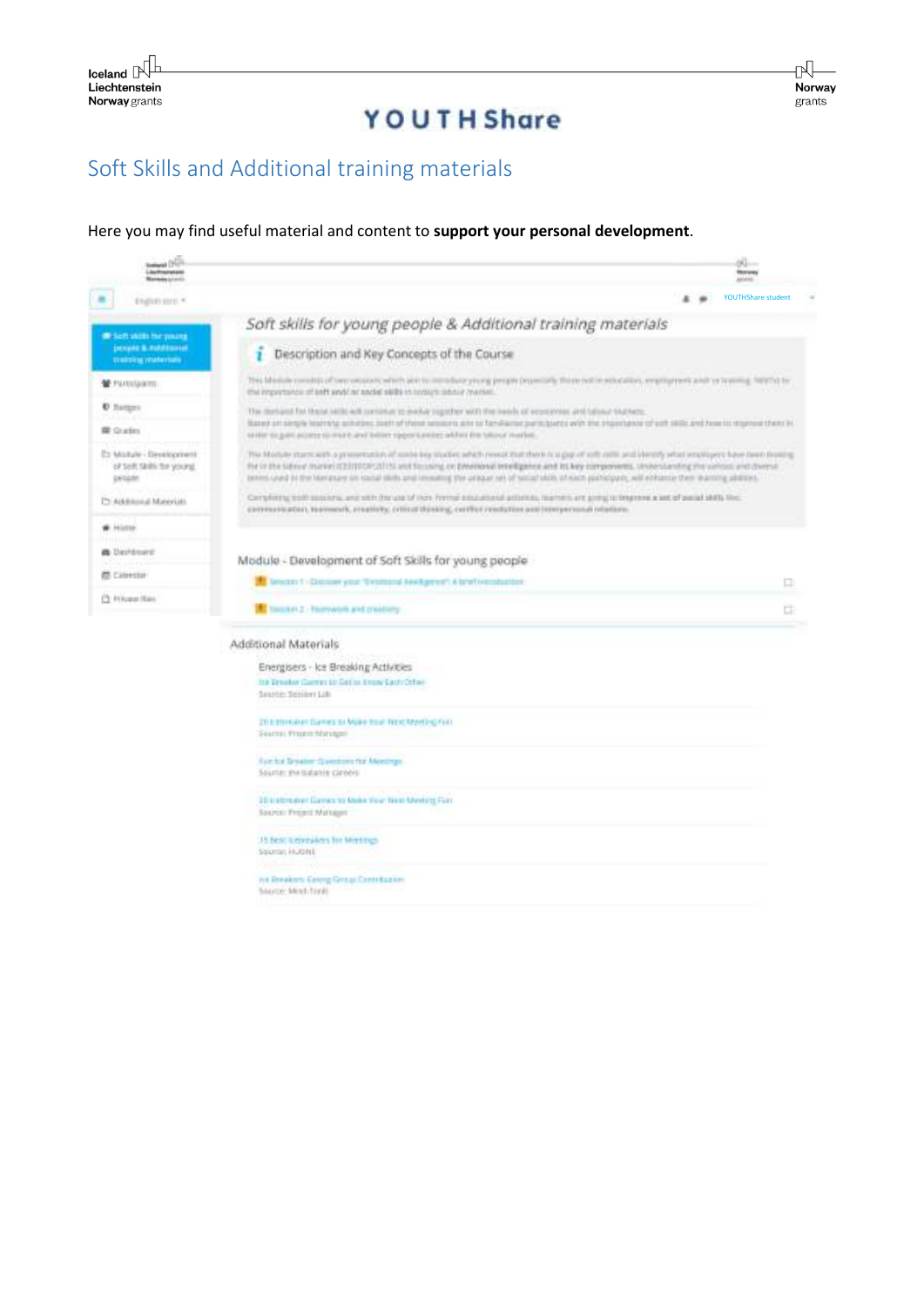## Soft Skills and Additional training materials

Here you may find useful material and content to **support your personal development**.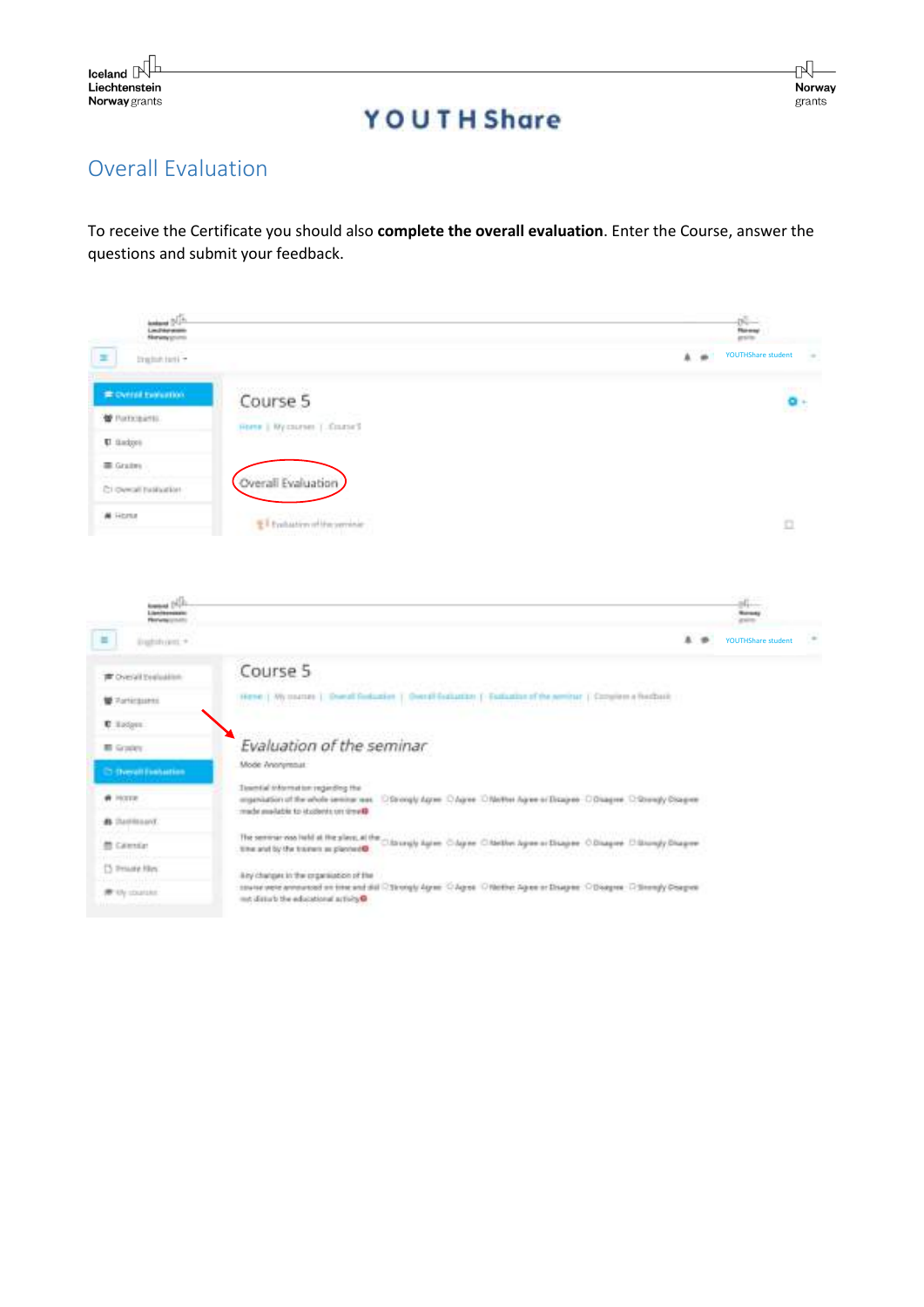## Overall Evaluation

To receive the Certificate you should also **complete the overall evaluation**. Enter the Course, answer the questions and submit your feedback.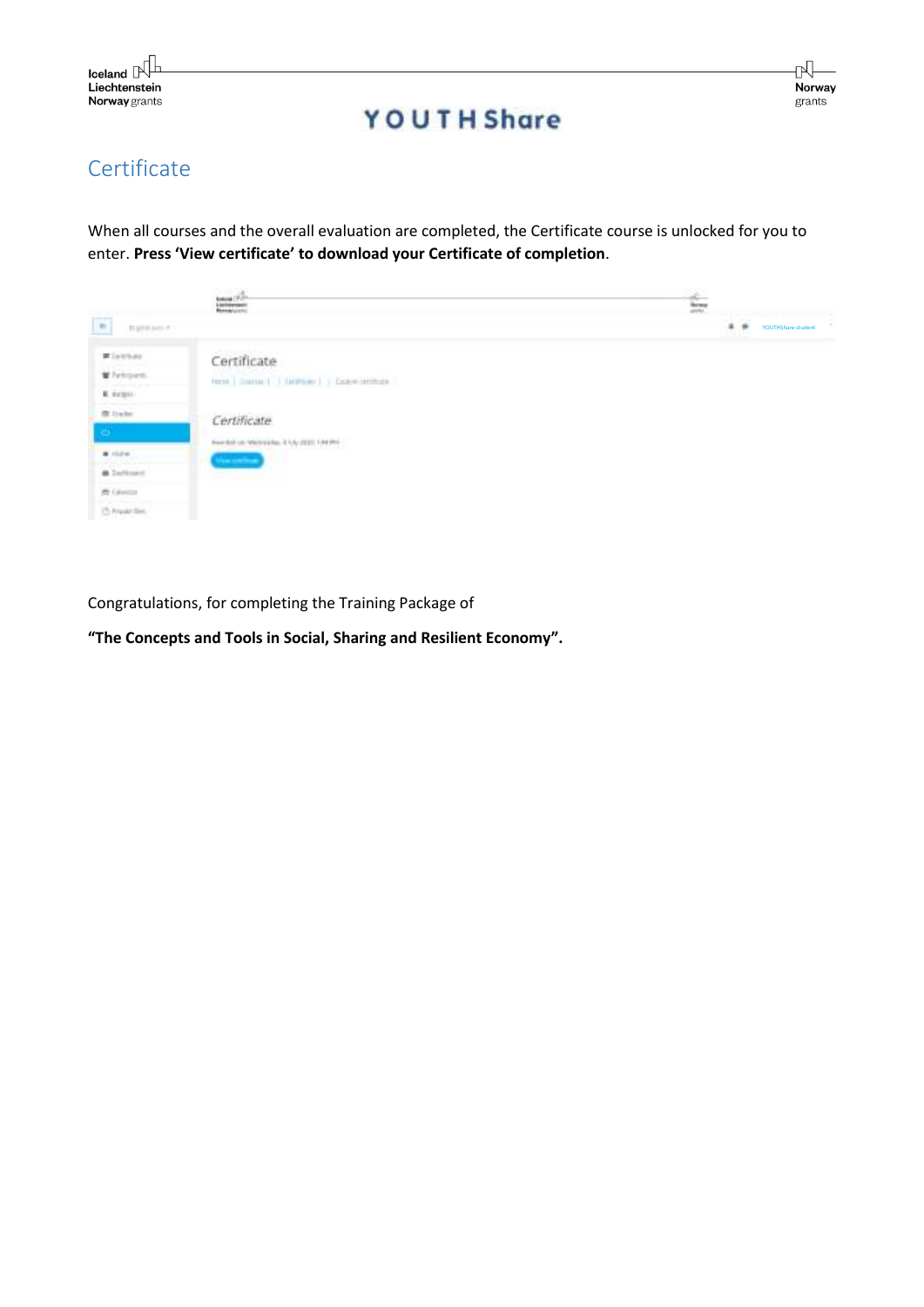## Certificate

When all courses and the overall evaluation are completed, the Certificate course is unlocked for you to enter. **Press 'View certificate' to download your Certificate of completion**.

Congratulations, for completing the Training Package of

**"The Concepts and Tools in Social, Sharing and Resilient Economy".**